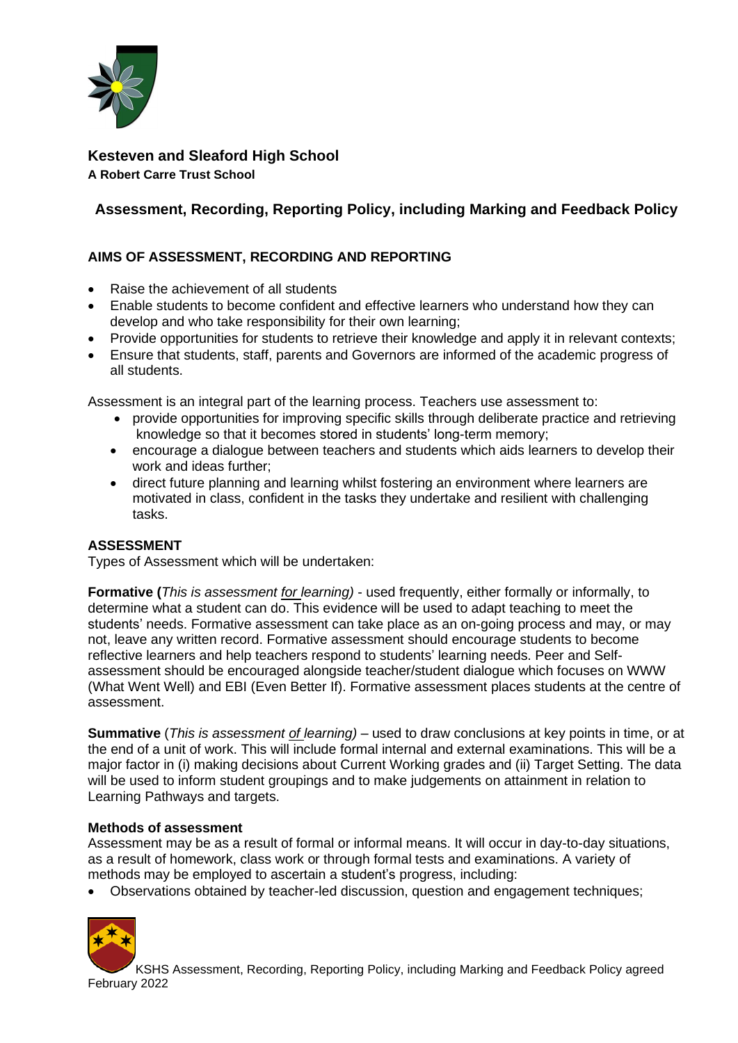**Kesteven and Sleaford High School**
**A Robert Carre Trust School**

# Assessment, Recording, Reporting Policy, including Marking and Feedback Policy

## AIMS OF ASSESSMENT, RECORDING AND REPORTING

- Raise the achievement of all students
- Enable students to become confident and effective learners who understand how they can develop and who take responsibility for their own learning;
- Provide opportunities for students to retrieve their knowledge and apply it in relevant contexts;
- Ensure that students, staff, parents and Governors are informed of the academic progress of all students.

Assessment is an integral part of the learning process. Teachers use assessment to:

- provide opportunities for improving specific skills through deliberate practice and retrieving knowledge so that it becomes stored in students' long-term memory;
- encourage a dialogue between teachers and students which aids learners to develop their work and ideas further;
- direct future planning and learning whilst fostering an environment where learners are motivated in class, confident in the tasks they undertake and resilient with challenging tasks.

## ASSESSMENT

Types of Assessment which will be undertaken:

**Formative (***This is assessment for learning)* - used frequently, either formally or informally, to determine what a student can do. This evidence will be used to adapt teaching to meet the students' needs. Formative assessment can take place as an on-going process and may, or may not, leave any written record. Formative assessment should encourage students to become reflective learners and help teachers respond to students' learning needs. Peer and Self-assessment should be encouraged alongside teacher/student dialogue which focuses on WWW (What Went Well) and EBI (Even Better If). Formative assessment places students at the centre of assessment.

**Summative** (*This is assessment of learning)* – used to draw conclusions at key points in time, or at the end of a unit of work. This will include formal internal and external examinations. This will be a major factor in (i) making decisions about Current Working grades and (ii) Target Setting. The data will be used to inform student groupings and to make judgements on attainment in relation to Learning Pathways and targets.

### Methods of assessment

Assessment may be as a result of formal or informal means. It will occur in day-to-day situations, as a result of homework, class work or through formal tests and examinations. A variety of methods may be employed to ascertain a student's progress, including:

- Observations obtained by teacher-led discussion, question and engagement techniques;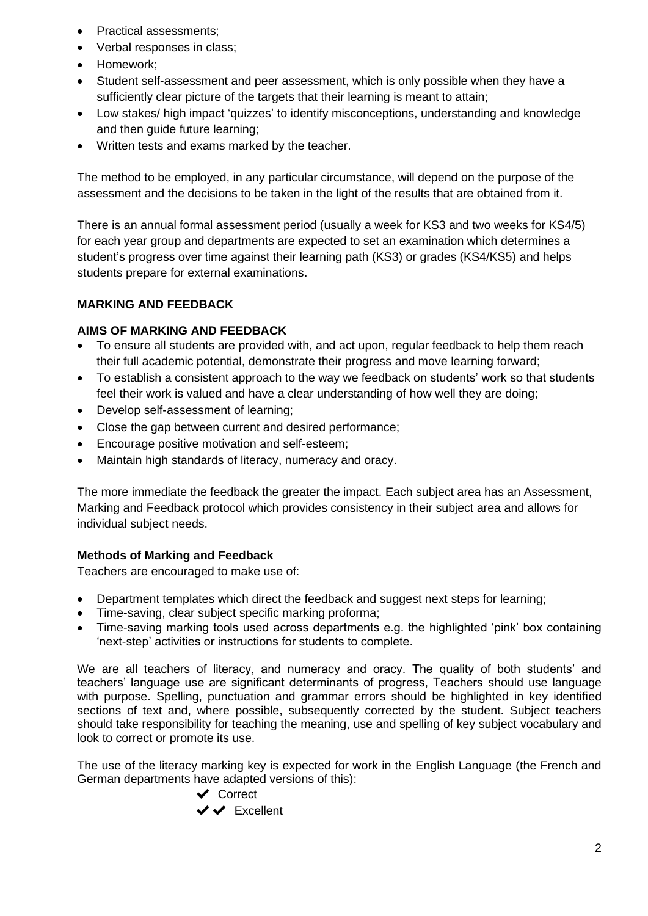- Practical assessments;
- Verbal responses in class;
- Homework;
- Student self-assessment and peer assessment, which is only possible when they have a sufficiently clear picture of the targets that their learning is meant to attain;
- Low stakes/ high impact 'quizzes' to identify misconceptions, understanding and knowledge and then guide future learning;
- Written tests and exams marked by the teacher.

The method to be employed, in any particular circumstance, will depend on the purpose of the assessment and the decisions to be taken in the light of the results that are obtained from it.

There is an annual formal assessment period (usually a week for KS3 and two weeks for KS4/5) for each year group and departments are expected to set an examination which determines a student's progress over time against their learning path (KS3) or grades (KS4/KS5) and helps students prepare for external examinations.

## MARKING AND FEEDBACK

### AIMS OF MARKING AND FEEDBACK

- To ensure all students are provided with, and act upon, regular feedback to help them reach their full academic potential, demonstrate their progress and move learning forward;
- To establish a consistent approach to the way we feedback on students' work so that students feel their work is valued and have a clear understanding of how well they are doing;
- Develop self-assessment of learning;
- Close the gap between current and desired performance;
- Encourage positive motivation and self-esteem;
- Maintain high standards of literacy, numeracy and oracy.

The more immediate the feedback the greater the impact. Each subject area has an Assessment, Marking and Feedback protocol which provides consistency in their subject area and allows for individual subject needs.

### Methods of Marking and Feedback

Teachers are encouraged to make use of:

- Department templates which direct the feedback and suggest next steps for learning;
- Time-saving, clear subject specific marking proforma;
- Time-saving marking tools used across departments e.g. the highlighted 'pink' box containing 'next-step' activities or instructions for students to complete.

We are all teachers of literacy, and numeracy and oracy. The quality of both students' and teachers' language use are significant determinants of progress, Teachers should use language with purpose. Spelling, punctuation and grammar errors should be highlighted in key identified sections of text and, where possible, subsequently corrected by the student. Subject teachers should take responsibility for teaching the meaning, use and spelling of key subject vocabulary and look to correct or promote its use.

The use of the literacy marking key is expected for work in the English Language (the French and German departments have adapted versions of this):

✔ Correct

✔✔ Excellent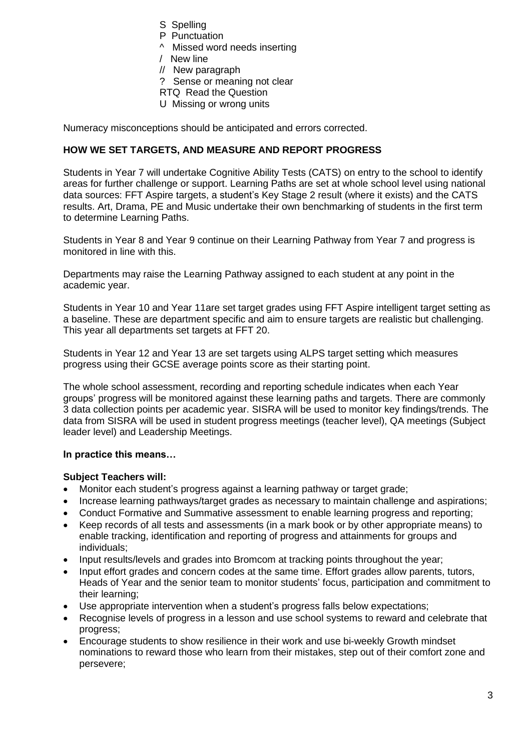- S Spelling
- P Punctuation
- ^ Missed word needs inserting
- / New line
- // New paragraph
- ? Sense or meaning not clear
- RTQ Read the Question
- U Missing or wrong units

Numeracy misconceptions should be anticipated and errors corrected.

**HOW WE SET TARGETS, AND MEASURE AND REPORT PROGRESS**

Students in Year 7 will undertake Cognitive Ability Tests (CATS) on entry to the school to identify areas for further challenge or support. Learning Paths are set at whole school level using national data sources: FFT Aspire targets, a student's Key Stage 2 result (where it exists) and the CATS results. Art, Drama, PE and Music undertake their own benchmarking of students in the first term to determine Learning Paths.

Students in Year 8 and Year 9 continue on their Learning Pathway from Year 7 and progress is monitored in line with this.

Departments may raise the Learning Pathway assigned to each student at any point in the academic year.

Students in Year 10 and Year 11are set target grades using FFT Aspire intelligent target setting as a baseline. These are department specific and aim to ensure targets are realistic but challenging. This year all departments set targets at FFT 20.

Students in Year 12 and Year 13 are set targets using ALPS target setting which measures progress using their GCSE average points score as their starting point.

The whole school assessment, recording and reporting schedule indicates when each Year groups' progress will be monitored against these learning paths and targets. There are commonly 3 data collection points per academic year. SISRA will be used to monitor key findings/trends. The data from SISRA will be used in student progress meetings (teacher level), QA meetings (Subject leader level) and Leadership Meetings.

**In practice this means…**

**Subject Teachers will:**

- Monitor each student's progress against a learning pathway or target grade;
- Increase learning pathways/target grades as necessary to maintain challenge and aspirations;
- Conduct Formative and Summative assessment to enable learning progress and reporting;
- Keep records of all tests and assessments (in a mark book or by other appropriate means) to enable tracking, identification and reporting of progress and attainments for groups and individuals;
- Input results/levels and grades into Bromcom at tracking points throughout the year;
- Input effort grades and concern codes at the same time. Effort grades allow parents, tutors, Heads of Year and the senior team to monitor students' focus, participation and commitment to their learning;
- Use appropriate intervention when a student's progress falls below expectations;
- Recognise levels of progress in a lesson and use school systems to reward and celebrate that progress;
- Encourage students to show resilience in their work and use bi-weekly Growth mindset nominations to reward those who learn from their mistakes, step out of their comfort zone and persevere;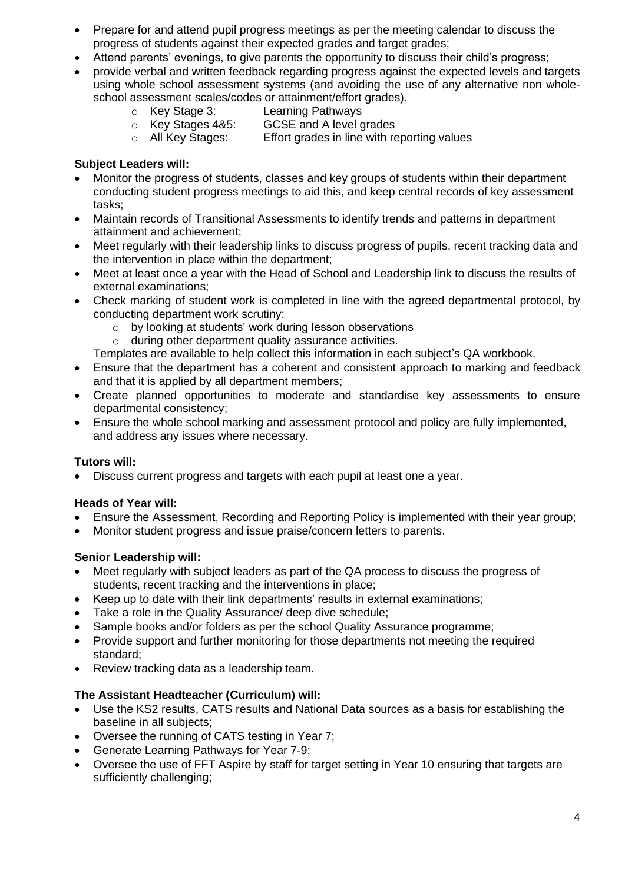- Prepare for and attend pupil progress meetings as per the meeting calendar to discuss the progress of students against their expected grades and target grades;
- Attend parents' evenings, to give parents the opportunity to discuss their child's progress;
- provide verbal and written feedback regarding progress against the expected levels and targets using whole school assessment systems (and avoiding the use of any alternative non whole-school assessment scales/codes or attainment/effort grades).
  - Key Stage 3: Learning Pathways
  - Key Stages 4&5: GCSE and A level grades
  - All Key Stages: Effort grades in line with reporting values

**Subject Leaders will:**

- Monitor the progress of students, classes and key groups of students within their department conducting student progress meetings to aid this, and keep central records of key assessment tasks;
- Maintain records of Transitional Assessments to identify trends and patterns in department attainment and achievement;
- Meet regularly with their leadership links to discuss progress of pupils, recent tracking data and the intervention in place within the department;
- Meet at least once a year with the Head of School and Leadership link to discuss the results of external examinations;
- Check marking of student work is completed in line with the agreed departmental protocol, by conducting department work scrutiny:
  - by looking at students' work during lesson observations
  - during other department quality assurance activities.

  Templates are available to help collect this information in each subject's QA workbook.
- Ensure that the department has a coherent and consistent approach to marking and feedback and that it is applied by all department members;
- Create planned opportunities to moderate and standardise key assessments to ensure departmental consistency;
- Ensure the whole school marking and assessment protocol and policy are fully implemented, and address any issues where necessary.

**Tutors will:**

- Discuss current progress and targets with each pupil at least one a year.

**Heads of Year will:**

- Ensure the Assessment, Recording and Reporting Policy is implemented with their year group;
- Monitor student progress and issue praise/concern letters to parents.

**Senior Leadership will:**

- Meet regularly with subject leaders as part of the QA process to discuss the progress of students, recent tracking and the interventions in place;
- Keep up to date with their link departments' results in external examinations;
- Take a role in the Quality Assurance/ deep dive schedule;
- Sample books and/or folders as per the school Quality Assurance programme;
- Provide support and further monitoring for those departments not meeting the required standard;
- Review tracking data as a leadership team.

**The Assistant Headteacher (Curriculum) will:**

- Use the KS2 results, CATS results and National Data sources as a basis for establishing the baseline in all subjects;
- Oversee the running of CATS testing in Year 7;
- Generate Learning Pathways for Year 7-9;
- Oversee the use of FFT Aspire by staff for target setting in Year 10 ensuring that targets are sufficiently challenging;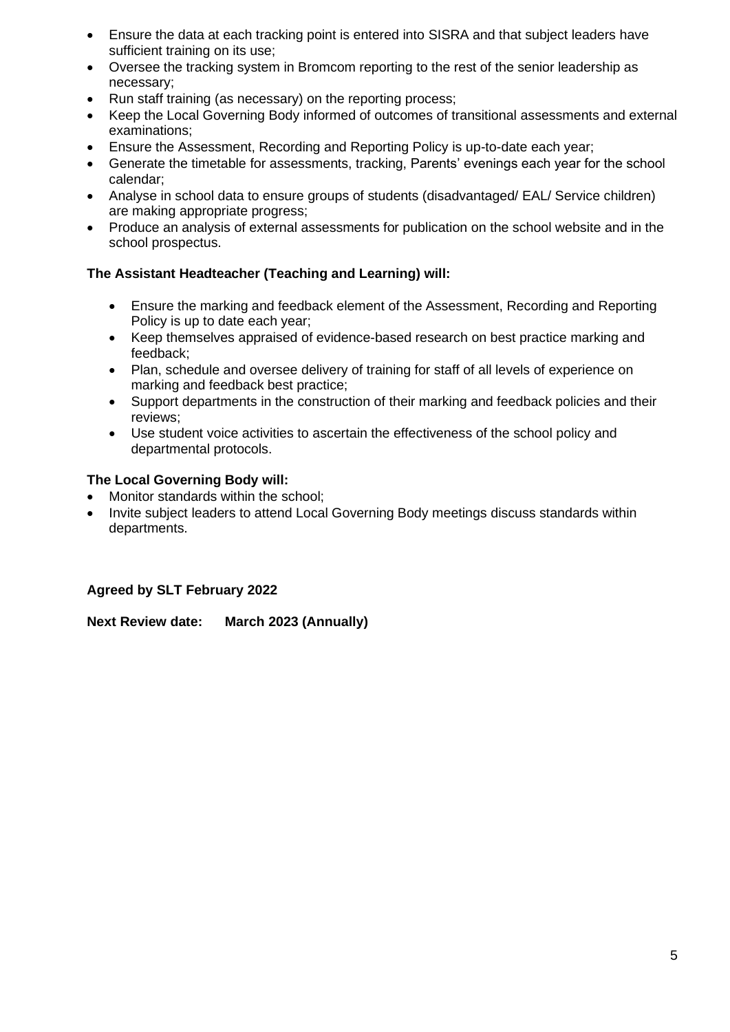- Ensure the data at each tracking point is entered into SISRA and that subject leaders have sufficient training on its use;
- Oversee the tracking system in Bromcom reporting to the rest of the senior leadership as necessary;
- Run staff training (as necessary) on the reporting process;
- Keep the Local Governing Body informed of outcomes of transitional assessments and external examinations;
- Ensure the Assessment, Recording and Reporting Policy is up-to-date each year;
- Generate the timetable for assessments, tracking, Parents' evenings each year for the school calendar;
- Analyse in school data to ensure groups of students (disadvantaged/ EAL/ Service children) are making appropriate progress;
- Produce an analysis of external assessments for publication on the school website and in the school prospectus.

**The Assistant Headteacher (Teaching and Learning) will:**

- Ensure the marking and feedback element of the Assessment, Recording and Reporting Policy is up to date each year;
- Keep themselves appraised of evidence-based research on best practice marking and feedback;
- Plan, schedule and oversee delivery of training for staff of all levels of experience on marking and feedback best practice;
- Support departments in the construction of their marking and feedback policies and their reviews;
- Use student voice activities to ascertain the effectiveness of the school policy and departmental protocols.

**The Local Governing Body will:**

- Monitor standards within the school;
- Invite subject leaders to attend Local Governing Body meetings discuss standards within departments.

**Agreed by SLT February 2022**

**Next Review date: March 2023 (Annually)**